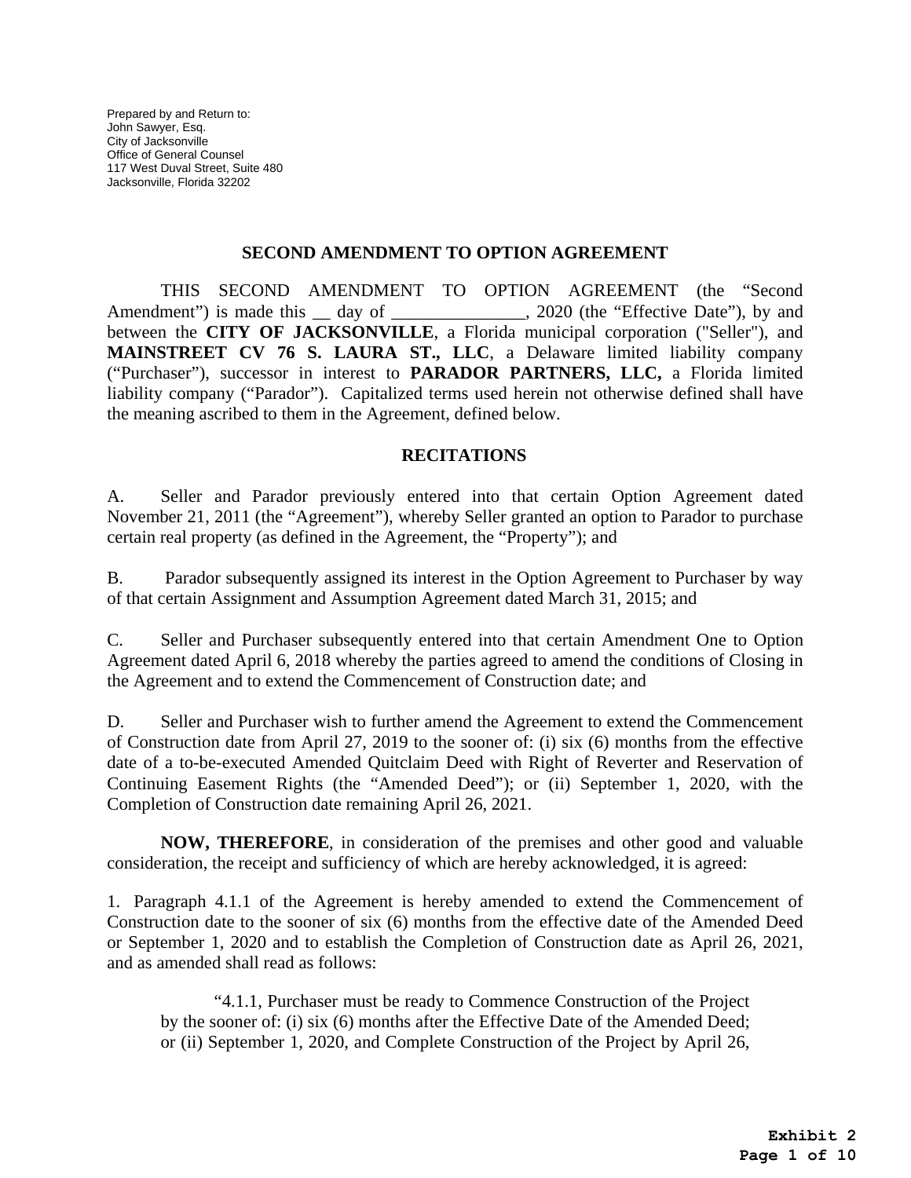Prepared by and Return to:
John Sawyer, Esq.
City of Jacksonville
Office of General Counsel
117 West Duval Street, Suite 480
Jacksonville, Florida 32202

## SECOND AMENDMENT TO OPTION AGREEMENT

THIS SECOND AMENDMENT TO OPTION AGREEMENT (the "Second Amendment") is made this __ day of _______________, 2020 (the "Effective Date"), by and between the **CITY OF JACKSONVILLE**, a Florida municipal corporation ("Seller"), and **MAINSTREET CV 76 S. LAURA ST., LLC**, a Delaware limited liability company ("Purchaser"), successor in interest to **PARADOR PARTNERS, LLC,** a Florida limited liability company ("Parador"). Capitalized terms used herein not otherwise defined shall have the meaning ascribed to them in the Agreement, defined below.

## RECITATIONS

A. Seller and Parador previously entered into that certain Option Agreement dated November 21, 2011 (the "Agreement"), whereby Seller granted an option to Parador to purchase certain real property (as defined in the Agreement, the "Property"); and

B. Parador subsequently assigned its interest in the Option Agreement to Purchaser by way of that certain Assignment and Assumption Agreement dated March 31, 2015; and

C. Seller and Purchaser subsequently entered into that certain Amendment One to Option Agreement dated April 6, 2018 whereby the parties agreed to amend the conditions of Closing in the Agreement and to extend the Commencement of Construction date; and

D. Seller and Purchaser wish to further amend the Agreement to extend the Commencement of Construction date from April 27, 2019 to the sooner of: (i) six (6) months from the effective date of a to-be-executed Amended Quitclaim Deed with Right of Reverter and Reservation of Continuing Easement Rights (the "Amended Deed"); or (ii) September 1, 2020, with the Completion of Construction date remaining April 26, 2021.

**NOW, THEREFORE**, in consideration of the premises and other good and valuable consideration, the receipt and sufficiency of which are hereby acknowledged, it is agreed:

1. Paragraph 4.1.1 of the Agreement is hereby amended to extend the Commencement of Construction date to the sooner of six (6) months from the effective date of the Amended Deed or September 1, 2020 and to establish the Completion of Construction date as April 26, 2021, and as amended shall read as follows:

> "4.1.1, Purchaser must be ready to Commence Construction of the Project by the sooner of: (i) six (6) months after the Effective Date of the Amended Deed; or (ii) September 1, 2020, and Complete Construction of the Project by April 26,

Exhibit 2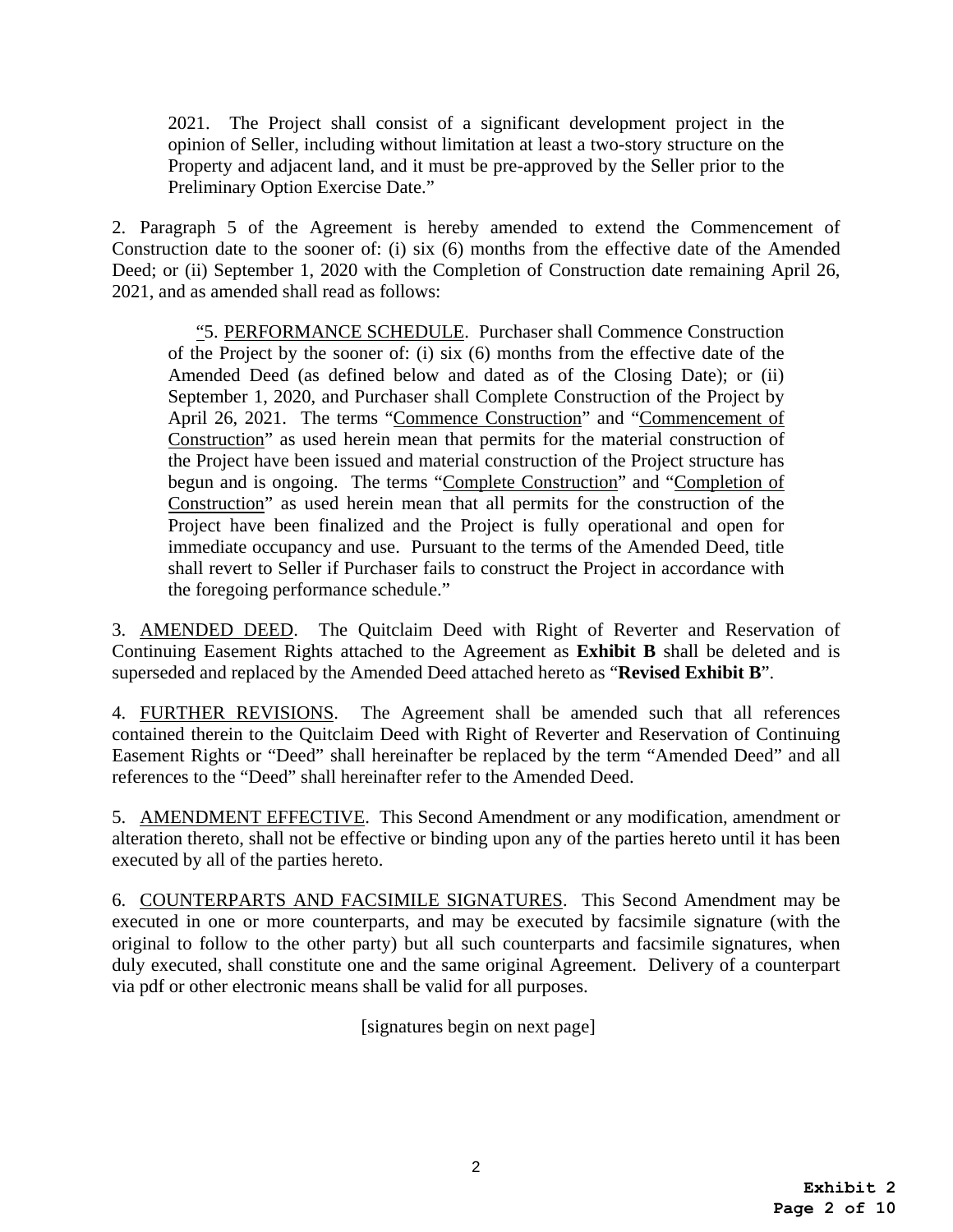> 2021. The Project shall consist of a significant development project in the opinion of Seller, including without limitation at least a two-story structure on the Property and adjacent land, and it must be pre-approved by the Seller prior to the Preliminary Option Exercise Date."

2. Paragraph 5 of the Agreement is hereby amended to extend the Commencement of Construction date to the sooner of: (i) six (6) months from the effective date of the Amended Deed; or (ii) September 1, 2020 with the Completion of Construction date remaining April 26, 2021, and as amended shall read as follows:

> "5. PERFORMANCE SCHEDULE. Purchaser shall Commence Construction of the Project by the sooner of: (i) six (6) months from the effective date of the Amended Deed (as defined below and dated as of the Closing Date); or (ii) September 1, 2020, and Purchaser shall Complete Construction of the Project by April 26, 2021. The terms "Commence Construction" and "Commencement of Construction" as used herein mean that permits for the material construction of the Project have been issued and material construction of the Project structure has begun and is ongoing. The terms "Complete Construction" and "Completion of Construction" as used herein mean that all permits for the construction of the Project have been finalized and the Project is fully operational and open for immediate occupancy and use. Pursuant to the terms of the Amended Deed, title shall revert to Seller if Purchaser fails to construct the Project in accordance with the foregoing performance schedule."

3. AMENDED DEED. The Quitclaim Deed with Right of Reverter and Reservation of Continuing Easement Rights attached to the Agreement as **Exhibit B** shall be deleted and is superseded and replaced by the Amended Deed attached hereto as "**Revised Exhibit B**".

4. FURTHER REVISIONS. The Agreement shall be amended such that all references contained therein to the Quitclaim Deed with Right of Reverter and Reservation of Continuing Easement Rights or "Deed" shall hereinafter be replaced by the term "Amended Deed" and all references to the "Deed" shall hereinafter refer to the Amended Deed.

5. AMENDMENT EFFECTIVE. This Second Amendment or any modification, amendment or alteration thereto, shall not be effective or binding upon any of the parties hereto until it has been executed by all of the parties hereto.

6. COUNTERPARTS AND FACSIMILE SIGNATURES. This Second Amendment may be executed in one or more counterparts, and may be executed by facsimile signature (with the original to follow to the other party) but all such counterparts and facsimile signatures, when duly executed, shall constitute one and the same original Agreement. Delivery of a counterpart via pdf or other electronic means shall be valid for all purposes.

[signatures begin on next page]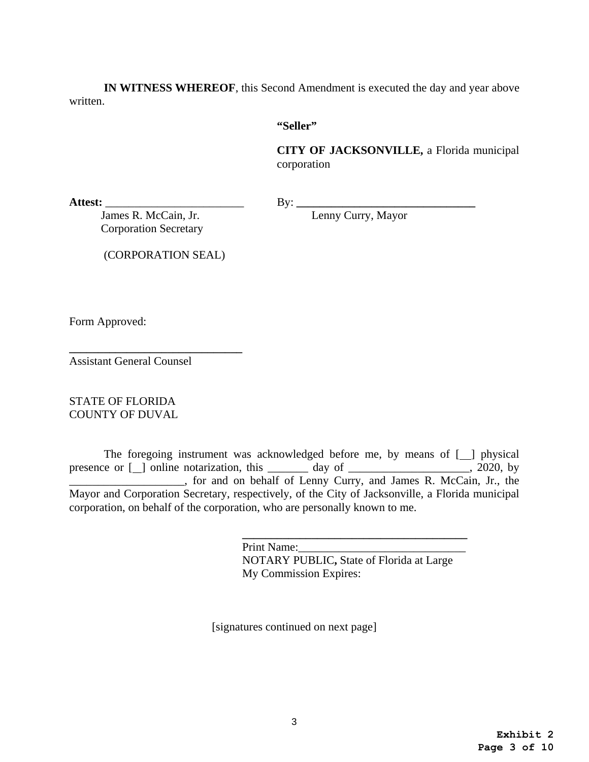**IN WITNESS WHEREOF**, this Second Amendment is executed the day and year above written.

**"Seller"**

**CITY OF JACKSONVILLE,** a Florida municipal corporation

**Attest:** _________________________
James R. McCain, Jr.
Corporation Secretary

(CORPORATION SEAL)

By: _________________________________
Lenny Curry, Mayor

Form Approved:

______________________________
Assistant General Counsel

STATE OF FLORIDA
COUNTY OF DUVAL

The foregoing instrument was acknowledged before me, by means of [__] physical presence or [__] online notarization, this _______ day of _____________________, 2020, by ____________________, for and on behalf of Lenny Curry, and James R. McCain, Jr., the Mayor and Corporation Secretary, respectively, of the City of Jacksonville, a Florida municipal corporation, on behalf of the corporation, who are personally known to me.

________________________________________
Print Name:_____________________________
NOTARY PUBLIC**,** State of Florida at Large
My Commission Expires:

[signatures continued on next page]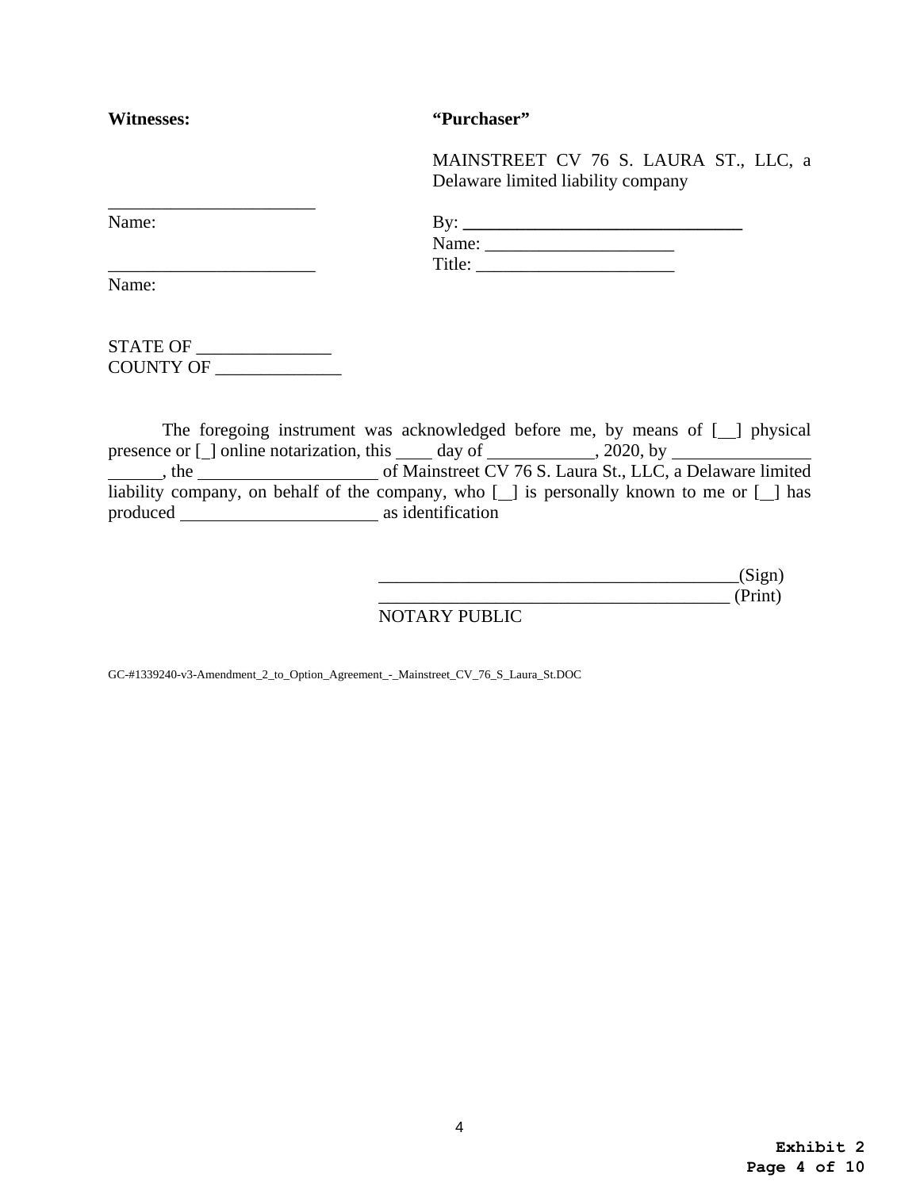**Witnesses:** **“Purchaser”**

MAINSTREET CV 76 S. LAURA ST., LLC, a Delaware limited liability company

_______________________
Name:

By: _______________________________
Name: _____________________
Title: ______________________

_______________________
Name:

STATE OF _______________
COUNTY OF ______________

The foregoing instrument was acknowledged before me, by means of [__] physical presence or [_] online notarization, this ____ day of ____________, 2020, by ________________ ______, the ____________________ of Mainstreet CV 76 S. Laura St., LLC, a Delaware limited liability company, on behalf of the company, who [__] is personally known to me or [__] has produced ______________________ as identification

________________________________________(Sign)
_______________________________________ (Print)
NOTARY PUBLIC

GC-#1339240-v3-Amendment_2_to_Option_Agreement_-_Mainstreet_CV_76_S_Laura_St.DOC

**Exhibit 2**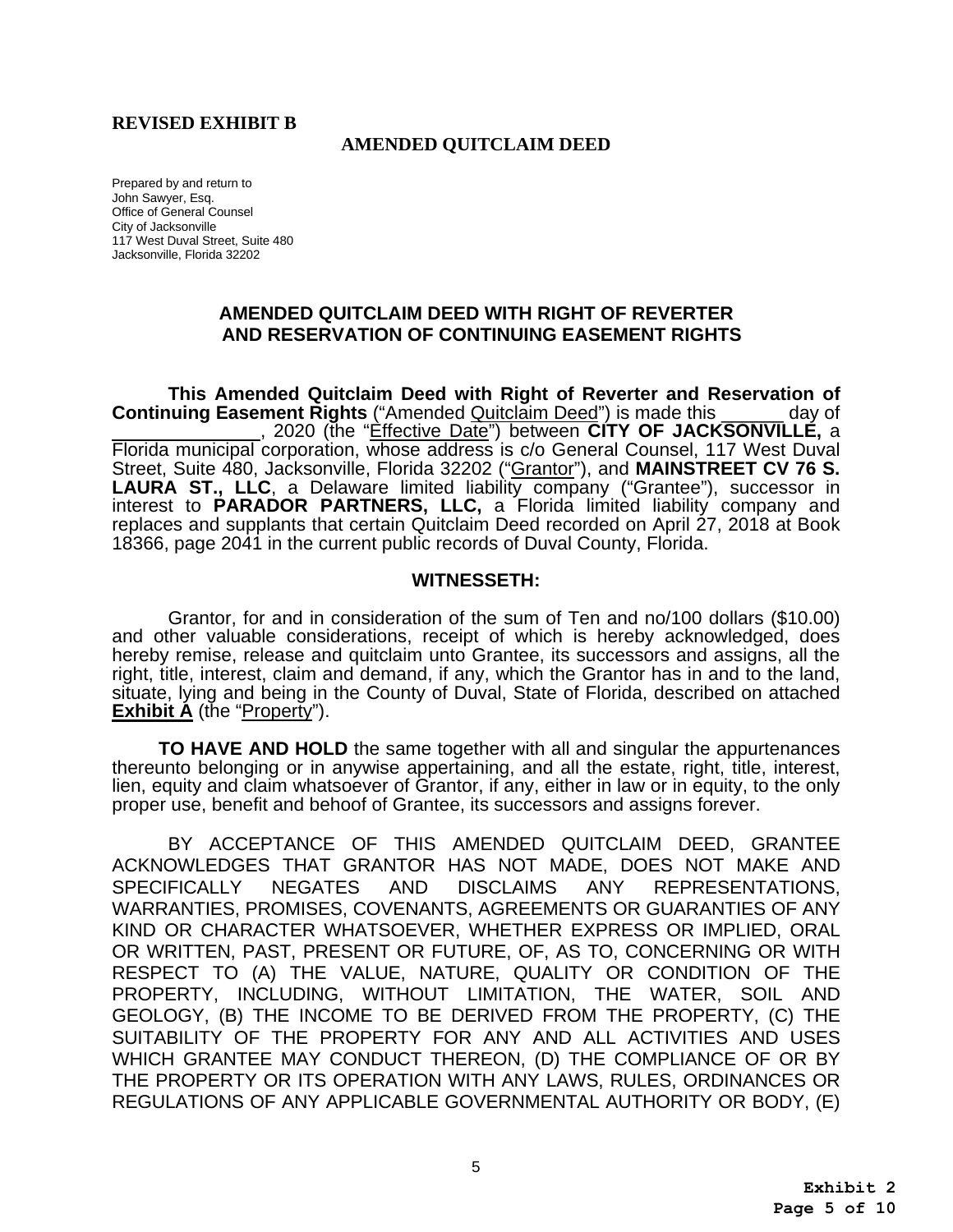**REVISED EXHIBIT B**

**AMENDED QUITCLAIM DEED**

Prepared by and return to
John Sawyer, Esq.
Office of General Counsel
City of Jacksonville
117 West Duval Street, Suite 480
Jacksonville, Florida 32202

## AMENDED QUITCLAIM DEED WITH RIGHT OF REVERTER AND RESERVATION OF CONTINUING EASEMENT RIGHTS

**This Amended Quitclaim Deed with Right of Reverter and Reservation of Continuing Easement Rights** ("Amended Quitclaim Deed") is made this ______ day of ______________, 2020 (the "Effective Date") between **CITY OF JACKSONVILLE,** a Florida municipal corporation, whose address is c/o General Counsel, 117 West Duval Street, Suite 480, Jacksonville, Florida 32202 ("Grantor"), and **MAINSTREET CV 76 S. LAURA ST., LLC**, a Delaware limited liability company ("Grantee"), successor in interest to **PARADOR PARTNERS, LLC,** a Florida limited liability company and replaces and supplants that certain Quitclaim Deed recorded on April 27, 2018 at Book 18366, page 2041 in the current public records of Duval County, Florida.

### WITNESSETH:

Grantor, for and in consideration of the sum of Ten and no/100 dollars ($10.00) and other valuable considerations, receipt of which is hereby acknowledged, does hereby remise, release and quitclaim unto Grantee, its successors and assigns, all the right, title, interest, claim and demand, if any, which the Grantor has in and to the land, situate, lying and being in the County of Duval, State of Florida, described on attached **Exhibit A** (the "Property").

**TO HAVE AND HOLD** the same together with all and singular the appurtenances thereunto belonging or in anywise appertaining, and all the estate, right, title, interest, lien, equity and claim whatsoever of Grantor, if any, either in law or in equity, to the only proper use, benefit and behoof of Grantee, its successors and assigns forever.

BY ACCEPTANCE OF THIS AMENDED QUITCLAIM DEED, GRANTEE ACKNOWLEDGES THAT GRANTOR HAS NOT MADE, DOES NOT MAKE AND SPECIFICALLY NEGATES AND DISCLAIMS ANY REPRESENTATIONS, WARRANTIES, PROMISES, COVENANTS, AGREEMENTS OR GUARANTIES OF ANY KIND OR CHARACTER WHATSOEVER, WHETHER EXPRESS OR IMPLIED, ORAL OR WRITTEN, PAST, PRESENT OR FUTURE, OF, AS TO, CONCERNING OR WITH RESPECT TO (A) THE VALUE, NATURE, QUALITY OR CONDITION OF THE PROPERTY, INCLUDING, WITHOUT LIMITATION, THE WATER, SOIL AND GEOLOGY, (B) THE INCOME TO BE DERIVED FROM THE PROPERTY, (C) THE SUITABILITY OF THE PROPERTY FOR ANY AND ALL ACTIVITIES AND USES WHICH GRANTEE MAY CONDUCT THEREON, (D) THE COMPLIANCE OF OR BY THE PROPERTY OR ITS OPERATION WITH ANY LAWS, RULES, ORDINANCES OR REGULATIONS OF ANY APPLICABLE GOVERNMENTAL AUTHORITY OR BODY, (E)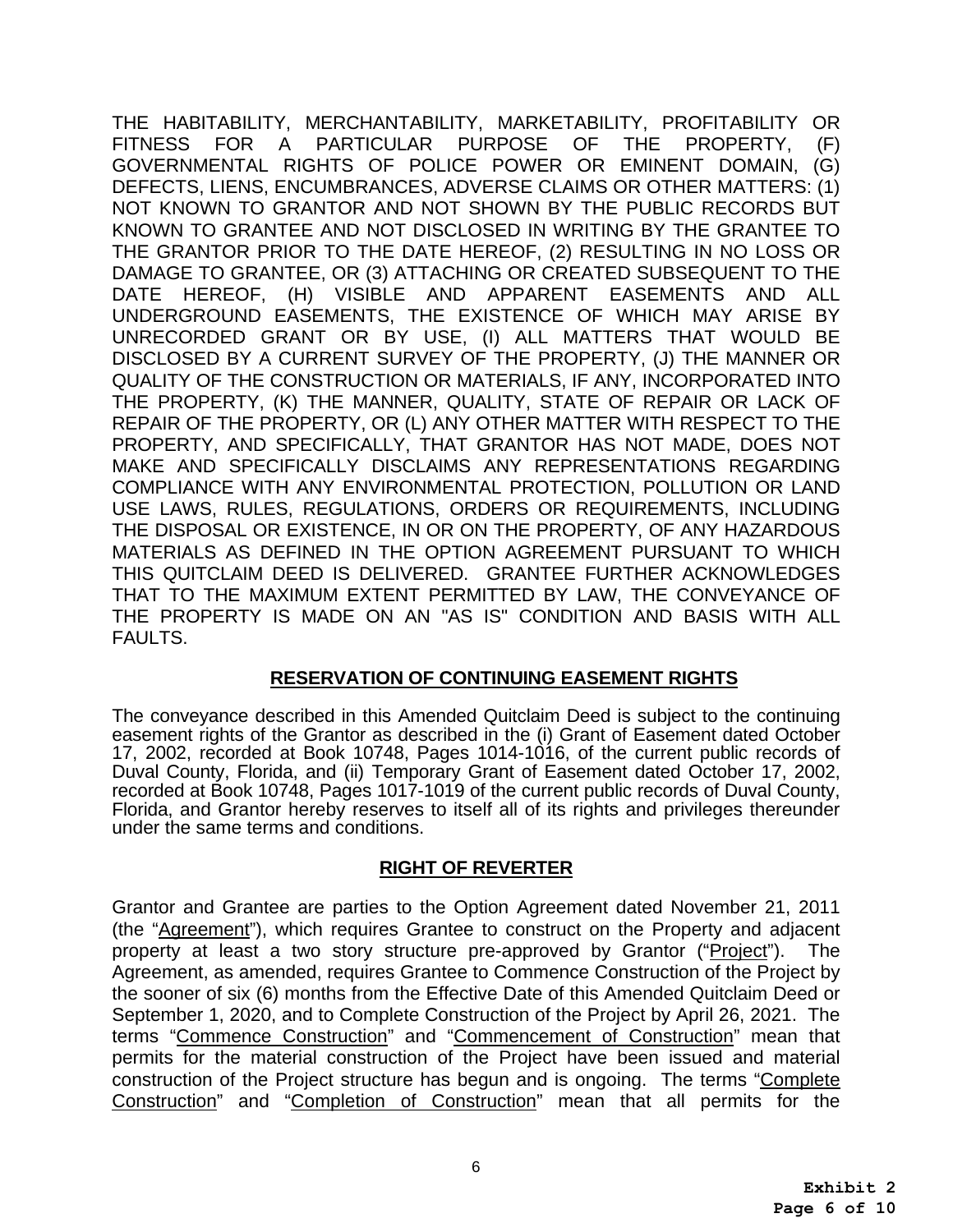THE HABITABILITY, MERCHANTABILITY, MARKETABILITY, PROFITABILITY OR FITNESS FOR A PARTICULAR PURPOSE OF THE PROPERTY, (F) GOVERNMENTAL RIGHTS OF POLICE POWER OR EMINENT DOMAIN, (G) DEFECTS, LIENS, ENCUMBRANCES, ADVERSE CLAIMS OR OTHER MATTERS: (1) NOT KNOWN TO GRANTOR AND NOT SHOWN BY THE PUBLIC RECORDS BUT KNOWN TO GRANTEE AND NOT DISCLOSED IN WRITING BY THE GRANTEE TO THE GRANTOR PRIOR TO THE DATE HEREOF, (2) RESULTING IN NO LOSS OR DAMAGE TO GRANTEE, OR (3) ATTACHING OR CREATED SUBSEQUENT TO THE DATE HEREOF, (H) VISIBLE AND APPARENT EASEMENTS AND ALL UNDERGROUND EASEMENTS, THE EXISTENCE OF WHICH MAY ARISE BY UNRECORDED GRANT OR BY USE, (I) ALL MATTERS THAT WOULD BE DISCLOSED BY A CURRENT SURVEY OF THE PROPERTY, (J) THE MANNER OR QUALITY OF THE CONSTRUCTION OR MATERIALS, IF ANY, INCORPORATED INTO THE PROPERTY, (K) THE MANNER, QUALITY, STATE OF REPAIR OR LACK OF REPAIR OF THE PROPERTY, OR (L) ANY OTHER MATTER WITH RESPECT TO THE PROPERTY, AND SPECIFICALLY, THAT GRANTOR HAS NOT MADE, DOES NOT MAKE AND SPECIFICALLY DISCLAIMS ANY REPRESENTATIONS REGARDING COMPLIANCE WITH ANY ENVIRONMENTAL PROTECTION, POLLUTION OR LAND USE LAWS, RULES, REGULATIONS, ORDERS OR REQUIREMENTS, INCLUDING THE DISPOSAL OR EXISTENCE, IN OR ON THE PROPERTY, OF ANY HAZARDOUS MATERIALS AS DEFINED IN THE OPTION AGREEMENT PURSUANT TO WHICH THIS QUITCLAIM DEED IS DELIVERED. GRANTEE FURTHER ACKNOWLEDGES THAT TO THE MAXIMUM EXTENT PERMITTED BY LAW, THE CONVEYANCE OF THE PROPERTY IS MADE ON AN "AS IS" CONDITION AND BASIS WITH ALL FAULTS.

## RESERVATION OF CONTINUING EASEMENT RIGHTS

The conveyance described in this Amended Quitclaim Deed is subject to the continuing easement rights of the Grantor as described in the (i) Grant of Easement dated October 17, 2002, recorded at Book 10748, Pages 1014-1016, of the current public records of Duval County, Florida, and (ii) Temporary Grant of Easement dated October 17, 2002, recorded at Book 10748, Pages 1017-1019 of the current public records of Duval County, Florida, and Grantor hereby reserves to itself all of its rights and privileges thereunder under the same terms and conditions.

## RIGHT OF REVERTER

Grantor and Grantee are parties to the Option Agreement dated November 21, 2011 (the "Agreement"), which requires Grantee to construct on the Property and adjacent property at least a two story structure pre-approved by Grantor ("Project"). The Agreement, as amended, requires Grantee to Commence Construction of the Project by the sooner of six (6) months from the Effective Date of this Amended Quitclaim Deed or September 1, 2020, and to Complete Construction of the Project by April 26, 2021. The terms "Commence Construction" and "Commencement of Construction" mean that permits for the material construction of the Project have been issued and material construction of the Project structure has begun and is ongoing. The terms "Complete Construction" and "Completion of Construction" mean that all permits for the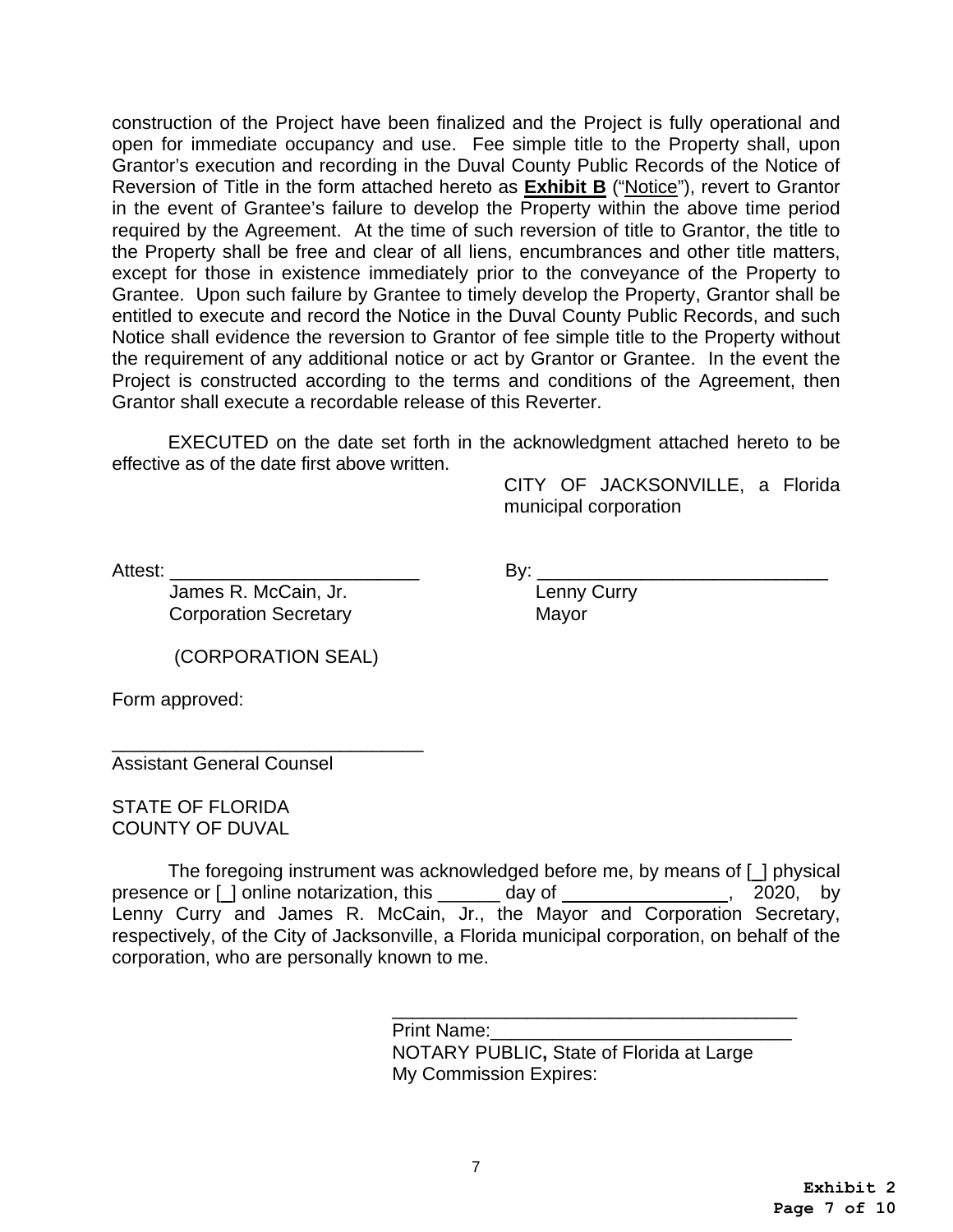construction of the Project have been finalized and the Project is fully operational and open for immediate occupancy and use. Fee simple title to the Property shall, upon Grantor's execution and recording in the Duval County Public Records of the Notice of Reversion of Title in the form attached hereto as **Exhibit B** ("Notice"), revert to Grantor in the event of Grantee's failure to develop the Property within the above time period required by the Agreement. At the time of such reversion of title to Grantor, the title to the Property shall be free and clear of all liens, encumbrances and other title matters, except for those in existence immediately prior to the conveyance of the Property to Grantee. Upon such failure by Grantee to timely develop the Property, Grantor shall be entitled to execute and record the Notice in the Duval County Public Records, and such Notice shall evidence the reversion to Grantor of fee simple title to the Property without the requirement of any additional notice or act by Grantor or Grantee. In the event the Project is constructed according to the terms and conditions of the Agreement, then Grantor shall execute a recordable release of this Reverter.

EXECUTED on the date set forth in the acknowledgment attached hereto to be effective as of the date first above written.

CITY OF JACKSONVILLE, a Florida municipal corporation

Attest: ________________________
James R. McCain, Jr.
Corporation Secretary

By: ____________________________
Lenny Curry
Mayor

(CORPORATION SEAL)

Form approved:

_______________________________
Assistant General Counsel

STATE OF FLORIDA
COUNTY OF DUVAL

The foregoing instrument was acknowledged before me, by means of [_] physical presence or [_] online notarization, this ______ day of ________________, 2020, by Lenny Curry and James R. McCain, Jr., the Mayor and Corporation Secretary, respectively, of the City of Jacksonville, a Florida municipal corporation, on behalf of the corporation, who are personally known to me.

________________________________________
Print Name:_____________________________
NOTARY PUBLIC**,** State of Florida at Large
My Commission Expires: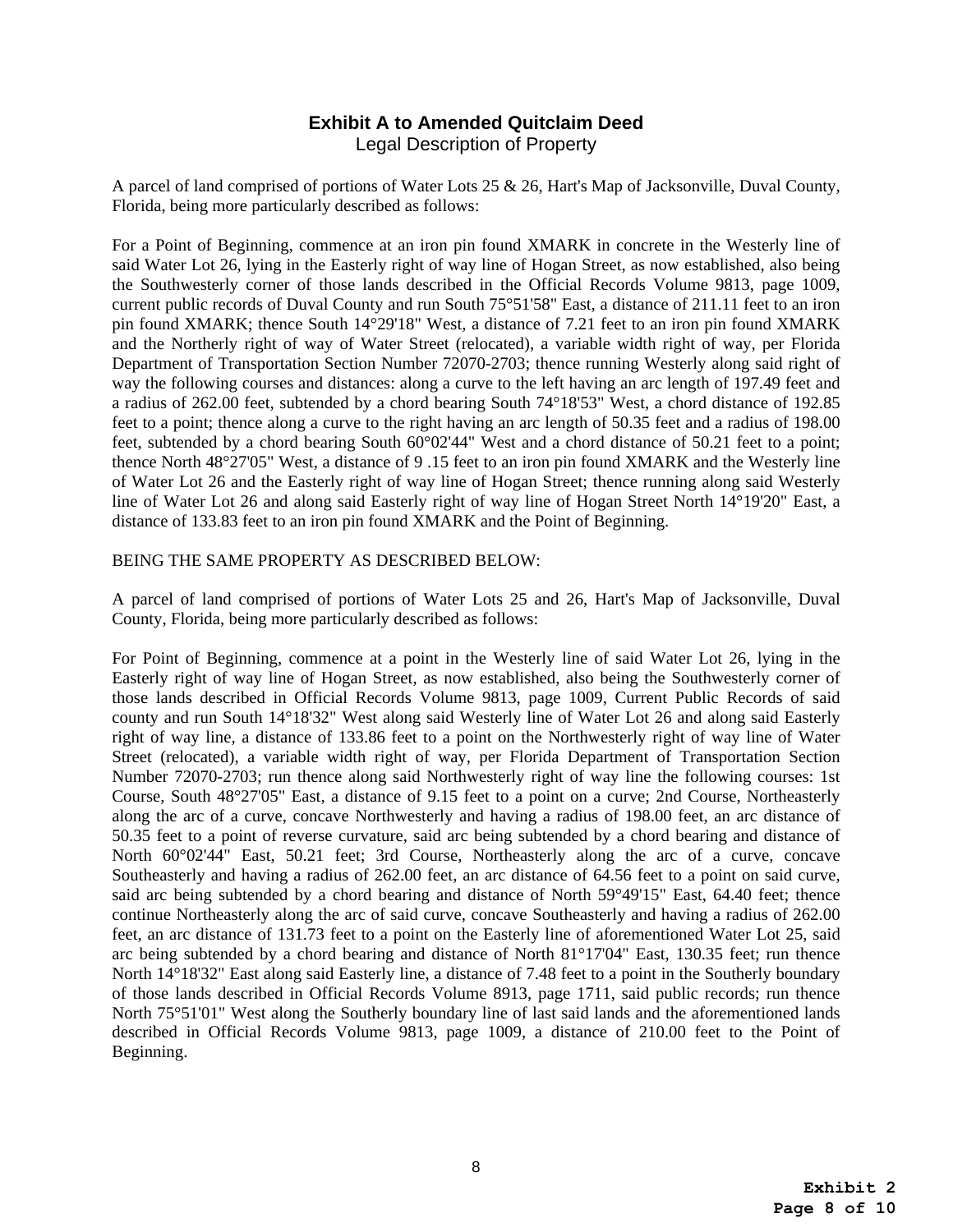## Exhibit A to Amended Quitclaim Deed

Legal Description of Property

A parcel of land comprised of portions of Water Lots 25 & 26, Hart's Map of Jacksonville, Duval County, Florida, being more particularly described as follows:

For a Point of Beginning, commence at an iron pin found XMARK in concrete in the Westerly line of said Water Lot 26, lying in the Easterly right of way line of Hogan Street, as now established, also being the Southwesterly corner of those lands described in the Official Records Volume 9813, page 1009, current public records of Duval County and run South 75°51'58" East, a distance of 211.11 feet to an iron pin found XMARK; thence South 14°29'18" West, a distance of 7.21 feet to an iron pin found XMARK and the Northerly right of way of Water Street (relocated), a variable width right of way, per Florida Department of Transportation Section Number 72070-2703; thence running Westerly along said right of way the following courses and distances: along a curve to the left having an arc length of 197.49 feet and a radius of 262.00 feet, subtended by a chord bearing South 74°18'53" West, a chord distance of 192.85 feet to a point; thence along a curve to the right having an arc length of 50.35 feet and a radius of 198.00 feet, subtended by a chord bearing South 60°02'44" West and a chord distance of 50.21 feet to a point; thence North 48°27'05" West, a distance of 9 .15 feet to an iron pin found XMARK and the Westerly line of Water Lot 26 and the Easterly right of way line of Hogan Street; thence running along said Westerly line of Water Lot 26 and along said Easterly right of way line of Hogan Street North 14°19'20" East, a distance of 133.83 feet to an iron pin found XMARK and the Point of Beginning.

BEING THE SAME PROPERTY AS DESCRIBED BELOW:

A parcel of land comprised of portions of Water Lots 25 and 26, Hart's Map of Jacksonville, Duval County, Florida, being more particularly described as follows:

For Point of Beginning, commence at a point in the Westerly line of said Water Lot 26, lying in the Easterly right of way line of Hogan Street, as now established, also being the Southwesterly corner of those lands described in Official Records Volume 9813, page 1009, Current Public Records of said county and run South 14°18'32" West along said Westerly line of Water Lot 26 and along said Easterly right of way line, a distance of 133.86 feet to a point on the Northwesterly right of way line of Water Street (relocated), a variable width right of way, per Florida Department of Transportation Section Number 72070-2703; run thence along said Northwesterly right of way line the following courses: 1st Course, South 48°27'05" East, a distance of 9.15 feet to a point on a curve; 2nd Course, Northeasterly along the arc of a curve, concave Northwesterly and having a radius of 198.00 feet, an arc distance of 50.35 feet to a point of reverse curvature, said arc being subtended by a chord bearing and distance of North 60°02'44" East, 50.21 feet; 3rd Course, Northeasterly along the arc of a curve, concave Southeasterly and having a radius of 262.00 feet, an arc distance of 64.56 feet to a point on said curve, said arc being subtended by a chord bearing and distance of North 59°49'15" East, 64.40 feet; thence continue Northeasterly along the arc of said curve, concave Southeasterly and having a radius of 262.00 feet, an arc distance of 131.73 feet to a point on the Easterly line of aforementioned Water Lot 25, said arc being subtended by a chord bearing and distance of North 81°17'04" East, 130.35 feet; run thence North 14°18'32" East along said Easterly line, a distance of 7.48 feet to a point in the Southerly boundary of those lands described in Official Records Volume 8913, page 1711, said public records; run thence North 75°51'01" West along the Southerly boundary line of last said lands and the aforementioned lands described in Official Records Volume 9813, page 1009, a distance of 210.00 feet to the Point of Beginning.

**Exhibit 2**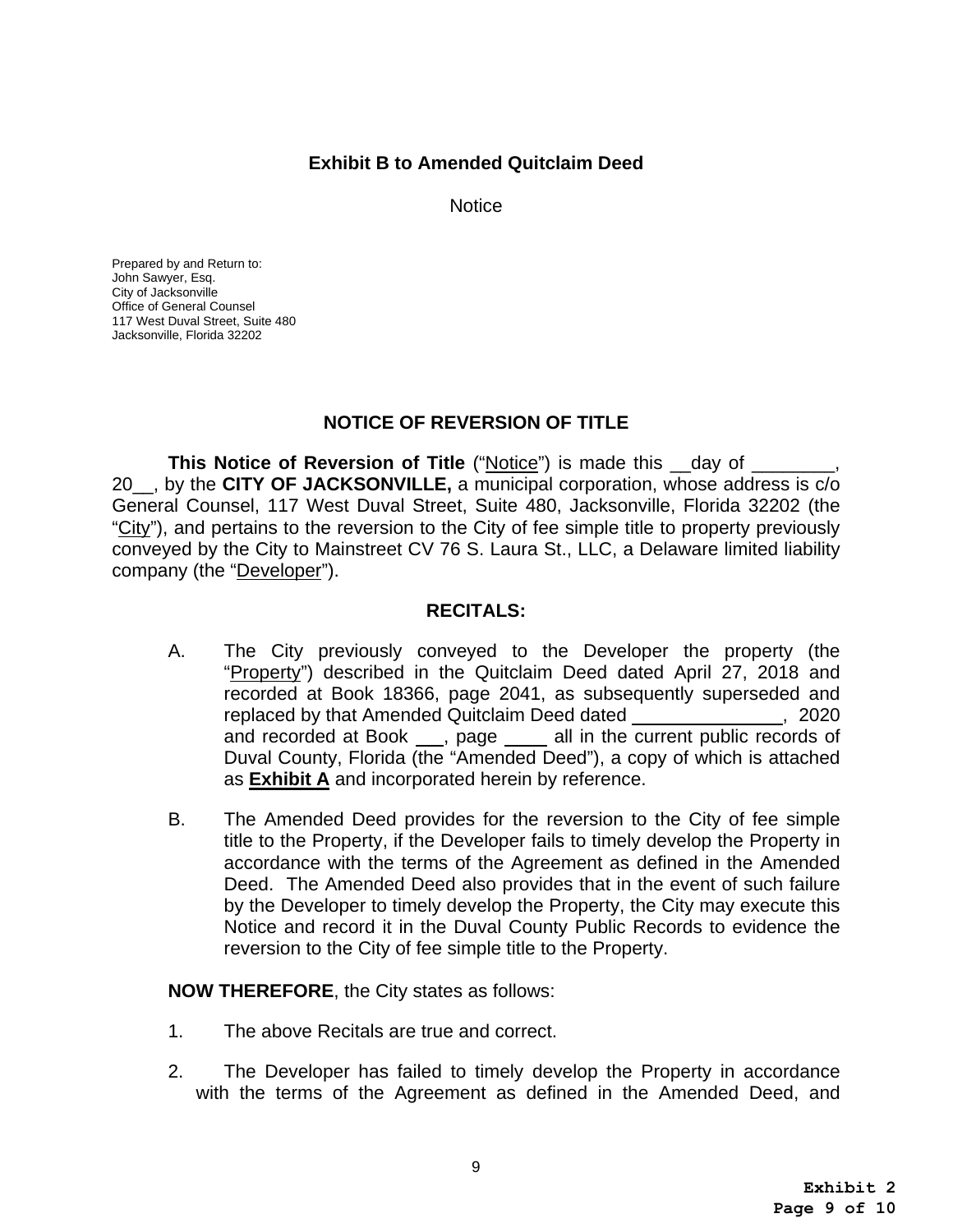**Exhibit B to Amended Quitclaim Deed**

Notice

Prepared by and Return to:
John Sawyer, Esq.
City of Jacksonville
Office of General Counsel
117 West Duval Street, Suite 480
Jacksonville, Florida 32202

## NOTICE OF REVERSION OF TITLE

**This Notice of Reversion of Title** ("Notice") is made this __day of ________, 20__, by the **CITY OF JACKSONVILLE,** a municipal corporation, whose address is c/o General Counsel, 117 West Duval Street, Suite 480, Jacksonville, Florida 32202 (the "City"), and pertains to the reversion to the City of fee simple title to property previously conveyed by the City to Mainstreet CV 76 S. Laura St., LLC, a Delaware limited liability company (the "Developer").

## RECITALS:

A. The City previously conveyed to the Developer the property (the "Property") described in the Quitclaim Deed dated April 27, 2018 and recorded at Book 18366, page 2041, as subsequently superseded and replaced by that Amended Quitclaim Deed dated ______________, 2020 and recorded at Book ___, page ____ all in the current public records of Duval County, Florida (the "Amended Deed"), a copy of which is attached as **Exhibit A** and incorporated herein by reference.

B. The Amended Deed provides for the reversion to the City of fee simple title to the Property, if the Developer fails to timely develop the Property in accordance with the terms of the Agreement as defined in the Amended Deed. The Amended Deed also provides that in the event of such failure by the Developer to timely develop the Property, the City may execute this Notice and record it in the Duval County Public Records to evidence the reversion to the City of fee simple title to the Property.

**NOW THEREFORE**, the City states as follows:

1. The above Recitals are true and correct.

2. The Developer has failed to timely develop the Property in accordance with the terms of the Agreement as defined in the Amended Deed, and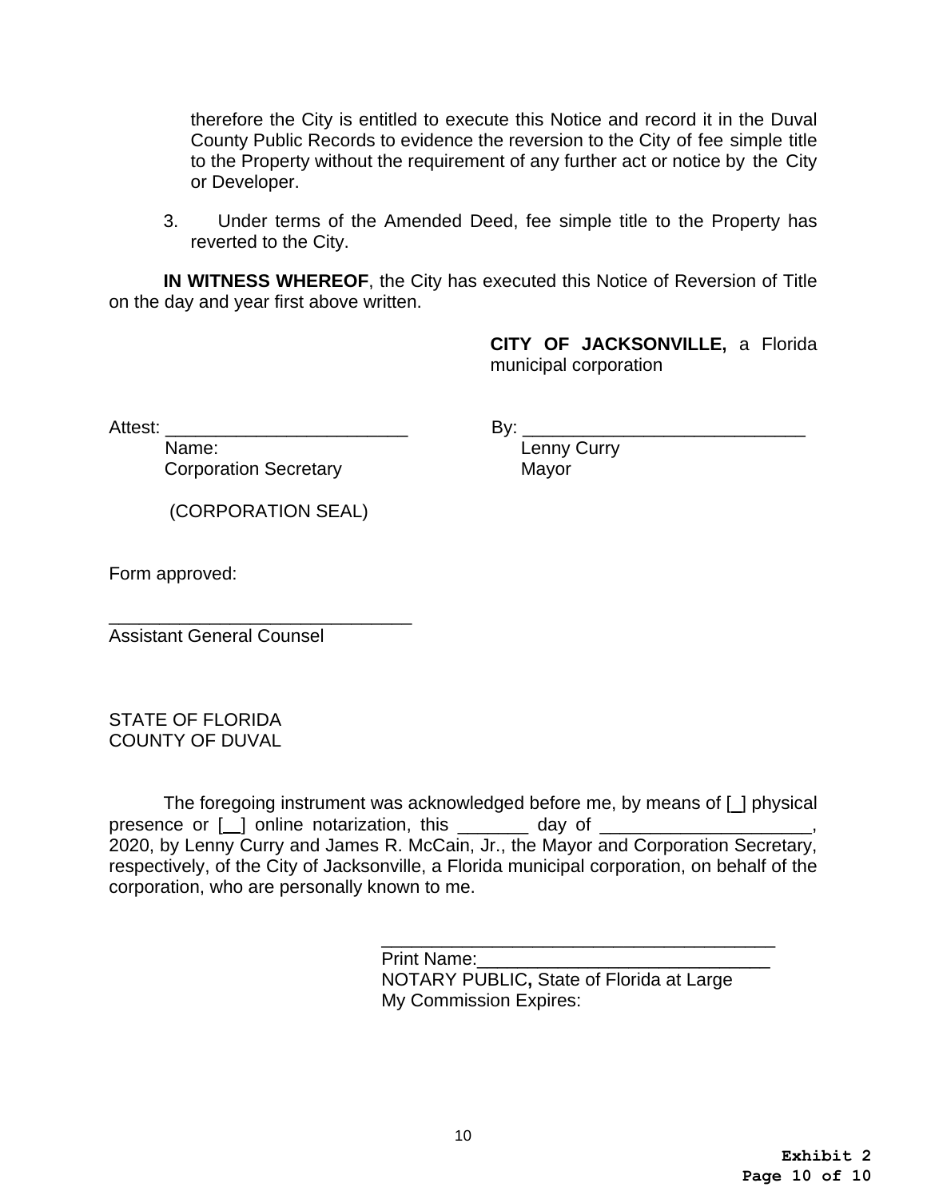therefore the City is entitled to execute this Notice and record it in the Duval County Public Records to evidence the reversion to the City of fee simple title to the Property without the requirement of any further act or notice by the City or Developer.

3. Under terms of the Amended Deed, fee simple title to the Property has reverted to the City.

**IN WITNESS WHEREOF**, the City has executed this Notice of Reversion of Title on the day and year first above written.

**CITY OF JACKSONVILLE,** a Florida municipal corporation

Attest: ________________________
Name:
Corporation Secretary

By: ____________________________
Lenny Curry
Mayor

(CORPORATION SEAL)

Form approved:

______________________________
Assistant General Counsel

STATE OF FLORIDA
COUNTY OF DUVAL

The foregoing instrument was acknowledged before me, by means of [_] physical presence or [__] online notarization, this _______ day of _____________________, 2020, by Lenny Curry and James R. McCain, Jr., the Mayor and Corporation Secretary, respectively, of the City of Jacksonville, a Florida municipal corporation, on behalf of the corporation, who are personally known to me.

________________________________________
Print Name:______________________________
NOTARY PUBLIC**,** State of Florida at Large
My Commission Expires:

**Exhibit 2**
**Page 10 of 10**